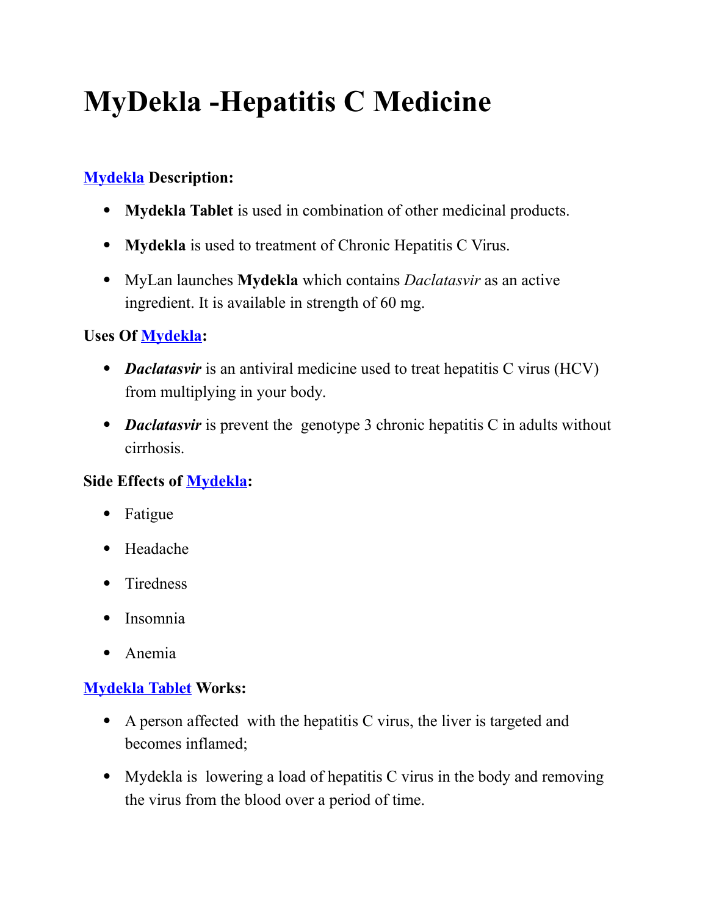# MyDekla -Hepatitis C Medicine

**Mydekla Description:**

- **Mydekla Tablet** is used in combination of other medicinal products.
- **Mydekla** is used to treatment of Chronic Hepatitis C Virus.
- MyLan launches **Mydekla** which contains *Daclatasvir* as an active ingredient. It is available in strength of 60 mg.

**Uses Of Mydekla:**

- ***Daclatasvir*** is an antiviral medicine used to treat hepatitis C virus (HCV) from multiplying in your body.
- ***Daclatasvir*** is prevent the genotype 3 chronic hepatitis C in adults without cirrhosis.

**Side Effects of Mydekla:**

- Fatigue
- Headache
- Tiredness
- Insomnia
- Anemia

**Mydekla Tablet Works:**

- A person affected with the hepatitis C virus, the liver is targeted and becomes inflamed;
- Mydekla is lowering a load of hepatitis C virus in the body and removing the virus from the blood over a period of time.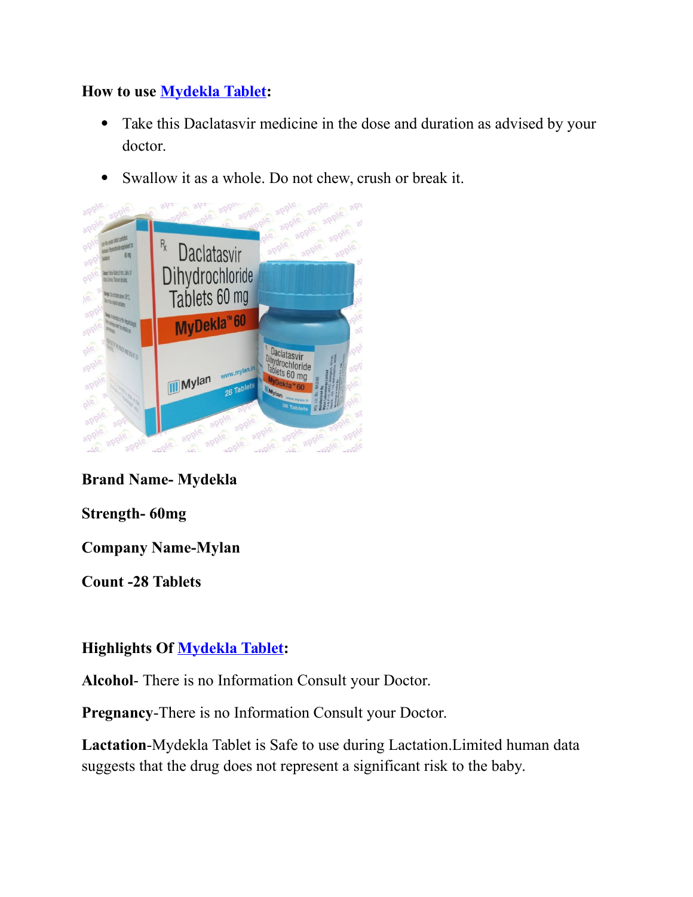**How to use Mydekla Tablet:**

- Take this Daclatasvir medicine in the dose and duration as advised by your doctor.
- Swallow it as a whole. Do not chew, crush or break it.

**Brand Name- Mydekla**

**Strength- 60mg**

**Company Name-Mylan**

**Count -28 Tablets**

**Highlights Of Mydekla Tablet:**

**Alcohol**- There is no Information Consult your Doctor.

**Pregnancy**-There is no Information Consult your Doctor.

**Lactation**-Mydekla Tablet is Safe to use during Lactation.Limited human data suggests that the drug does not represent a significant risk to the baby.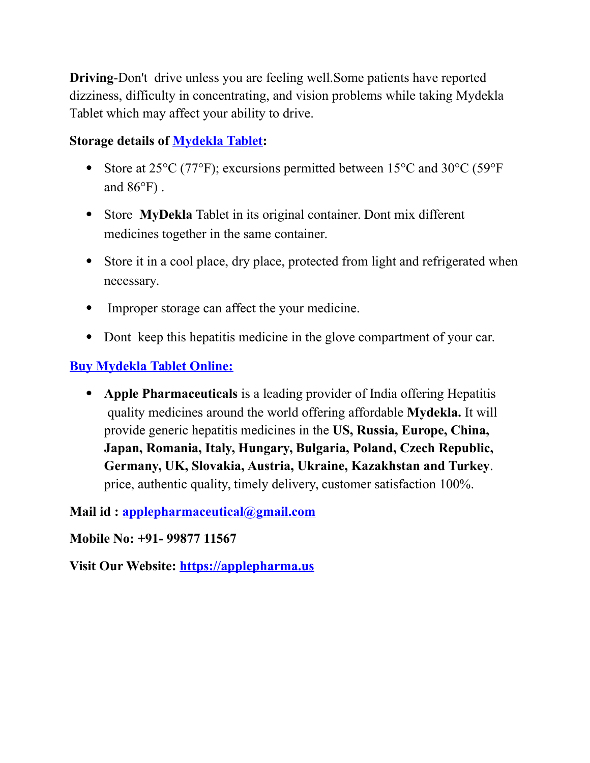**Driving**-Don't drive unless you are feeling well.Some patients have reported dizziness, difficulty in concentrating, and vision problems while taking Mydekla Tablet which may affect your ability to drive.

**Storage details of Mydekla Tablet:**

- Store at 25°C (77°F); excursions permitted between 15°C and 30°C (59°F and 86°F) .
- Store **MyDekla** Tablet in its original container. Dont mix different medicines together in the same container.
- Store it in a cool place, dry place, protected from light and refrigerated when necessary.
- Improper storage can affect the your medicine.
- Dont keep this hepatitis medicine in the glove compartment of your car.

**Buy Mydekla Tablet Online:**

- **Apple Pharmaceuticals** is a leading provider of India offering Hepatitis quality medicines around the world offering affordable **Mydekla.** It will provide generic hepatitis medicines in the **US, Russia, Europe, China, Japan, Romania, Italy, Hungary, Bulgaria, Poland, Czech Republic, Germany, UK, Slovakia, Austria, Ukraine, Kazakhstan and Turkey**. price, authentic quality, timely delivery, customer satisfaction 100%.

**Mail id :** applepharmaceutical@gmail.com

**Mobile No: +91- 99877 11567**

**Visit Our Website:** https://applepharma.us